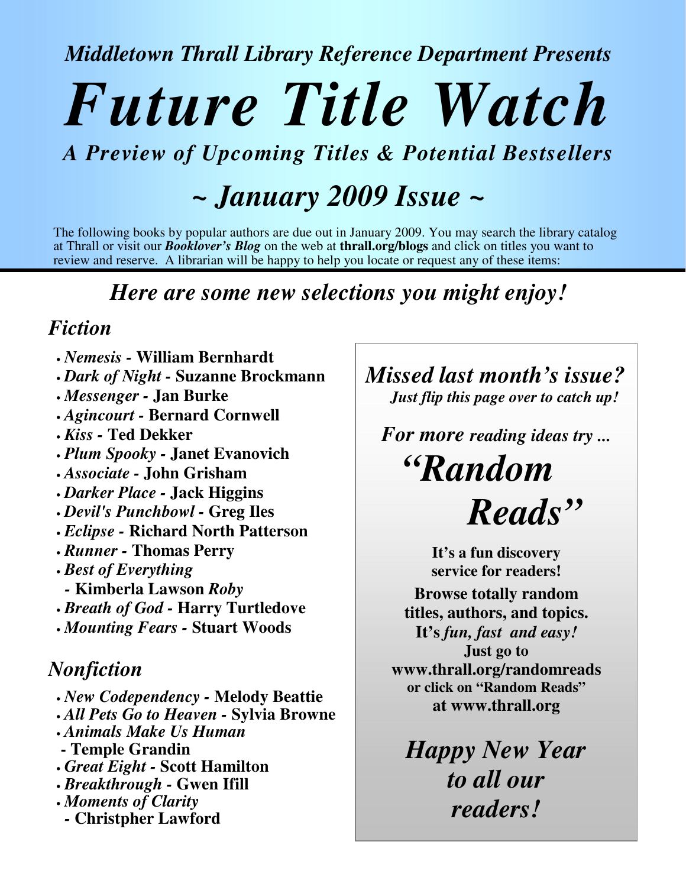*Middletown Thrall Library Reference Department Presents*

# *Future Title Watch*

## *A Preview of Upcoming Titles & Potential Bestsellers*

## *~ January 2009 Issue ~*

The following books by popular authors are due out in January 2009. You may search the library catalog at Thrall or visit our ***Booklover's Blog*** on the web at **thrall.org/blogs** and click on titles you want to review and reserve. A librarian will be happy to help you locate or request any of these items:

## *Here are some new selections you might enjoy!*

### *Fiction*

- ***Nemesis*** **- William Bernhardt**
- ***Dark of Night*** **- Suzanne Brockmann**
- ***Messenger*** **- Jan Burke**
- ***Agincourt*** **- Bernard Cornwell**
- ***Kiss*** **- Ted Dekker**
- ***Plum Spooky*** **- Janet Evanovich**
- ***Associate*** **- John Grisham**
- ***Darker Place*** **- Jack Higgins**
- ***Devil's Punchbowl*** **- Greg Iles**
- ***Eclipse*** **- Richard North Patterson**
- ***Runner*** **- Thomas Perry**
- ***Best of Everything*** **- Kimberla Lawson *Roby***
- ***Breath of God*** **- Harry Turtledove**
- ***Mounting Fears*** **- Stuart Woods**

### *Nonfiction*

- ***New Codependency*** **- Melody Beattie**
- ***All Pets Go to Heaven*** **- Sylvia Browne**
- ***Animals Make Us Human*** **- Temple Grandin**
- ***Great Eight*** **- Scott Hamilton**
- ***Breakthrough*** **- Gwen Ifill**
- ***Moments of Clarity*** **- Christpher Lawford**

***Missed last month's issue?***
***Just flip this page over to catch up!***

***For more reading ideas try ...***

# ***"Random Reads"***

**It's a fun discovery service for readers!**

**Browse totally random titles, authors, and topics. It's *fun, fast and easy!* Just go to www.thrall.org/randomreads or click on "Random Reads" at www.thrall.org**

***Happy New Year to all our readers!***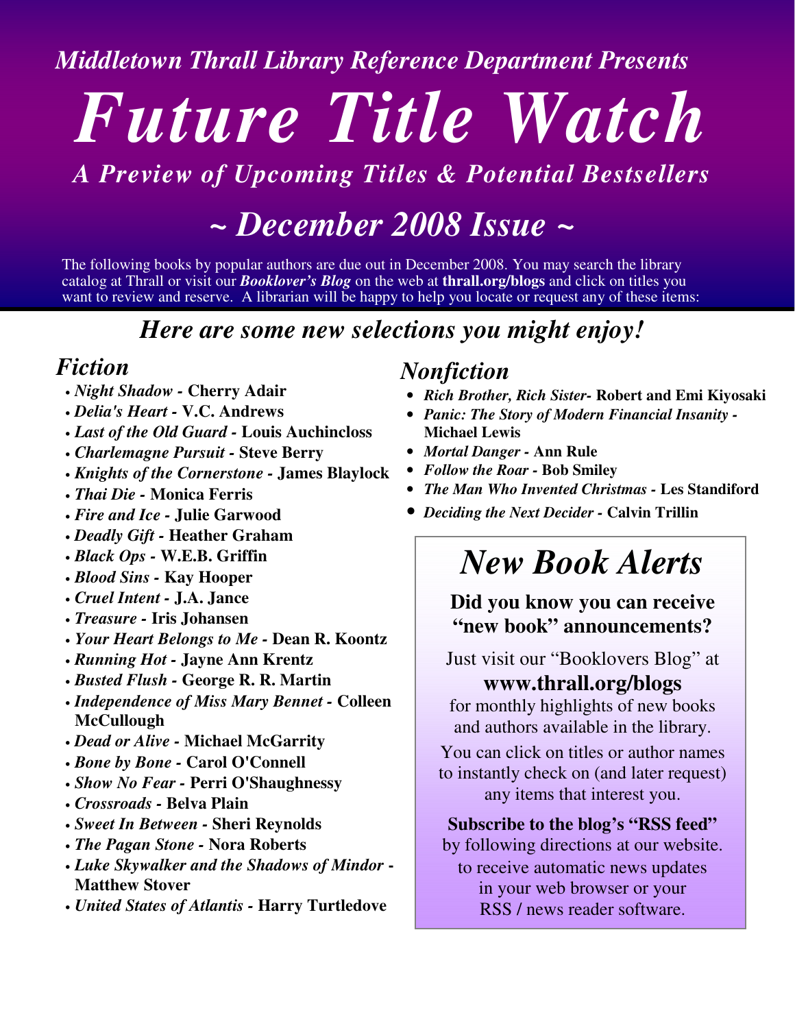*Middletown Thrall Library Reference Department Presents*

# *Future Title Watch*

## *A Preview of Upcoming Titles & Potential Bestsellers*

## *~ December 2008 Issue ~*

The following books by popular authors are due out in December 2008. You may search the library catalog at Thrall or visit our ***Booklover's Blog*** on the web at **thrall.org/blogs** and click on titles you want to review and reserve. A librarian will be happy to help you locate or request any of these items:

## *Here are some new selections you might enjoy!*

### *Fiction*

- ***Night Shadow* - Cherry Adair**
- ***Delia's Heart* - V.C. Andrews**
- ***Last of the Old Guard* - Louis Auchincloss**
- ***Charlemagne Pursuit* - Steve Berry**
- ***Knights of the Cornerstone* - James Blaylock**
- ***Thai Die* - Monica Ferris**
- ***Fire and Ice* - Julie Garwood**
- ***Deadly Gift* - Heather Graham**
- ***Black Ops* - W.E.B. Griffin**
- ***Blood Sins* - Kay Hooper**
- ***Cruel Intent* - J.A. Jance**
- ***Treasure* - Iris Johansen**
- ***Your Heart Belongs to Me* - Dean R. Koontz**
- ***Running Hot* - Jayne Ann Krentz**
- ***Busted Flush* - George R. R. Martin**
- ***Independence of Miss Mary Bennet* - Colleen McCullough**
- ***Dead or Alive* - Michael McGarrity**
- ***Bone by Bone* - Carol O'Connell**
- ***Show No Fear* - Perri O'Shaughnessy**
- ***Crossroads* - Belva Plain**
- ***Sweet In Between* - Sheri Reynolds**
- ***The Pagan Stone* - Nora Roberts**
- ***Luke Skywalker and the Shadows of Mindor* - Matthew Stover**
- ***United States of Atlantis* - Harry Turtledove**

### *Nonfiction*

- ***Rich Brother, Rich Sister*- Robert and Emi Kiyosaki**
- ***Panic: The Story of Modern Financial Insanity* - Michael Lewis**
- ***Mortal Danger* - Ann Rule**
- ***Follow the Roar* - Bob Smiley**
- ***The Man Who Invented Christmas* - Les Standiford**
- ***Deciding the Next Decider* - Calvin Trillin**

## *New Book Alerts*

**Did you know you can receive "new book" announcements?**

Just visit our "Booklovers Blog" at

**www.thrall.org/blogs**

for monthly highlights of new books and authors available in the library.

You can click on titles or author names to instantly check on (and later request) any items that interest you.

**Subscribe to the blog's "RSS feed"** by following directions at our website. to receive automatic news updates in your web browser or your RSS / news reader software.